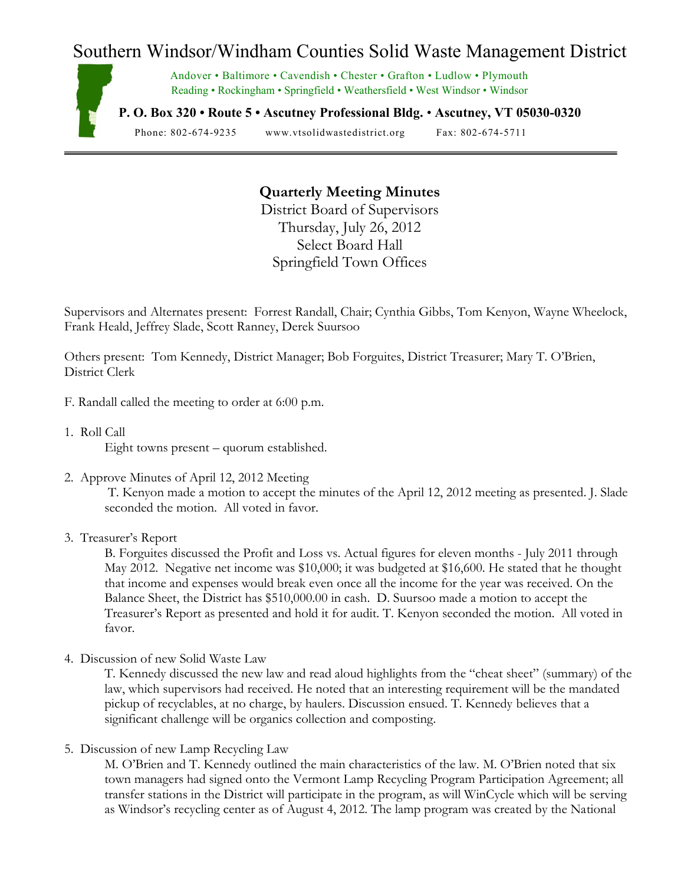# Southern Windsor/Windham Counties Solid Waste Management District

Andover • Baltimore • Cavendish • Chester • Grafton • Ludlow • Plymouth
Reading • Rockingham • Springfield • Weathersfield • West Windsor • Windsor

**P. O. Box 320 • Route 5 • Ascutney Professional Bldg. • Ascutney, VT 05030-0320**

Phone: 802-674-9235 www.vtsolidwastedistrict.org Fax: 802-674-5711

---

**Quarterly Meeting Minutes**
District Board of Supervisors
Thursday, July 26, 2012
Select Board Hall
Springfield Town Offices

Supervisors and Alternates present: Forrest Randall, Chair; Cynthia Gibbs, Tom Kenyon, Wayne Wheelock, Frank Heald, Jeffrey Slade, Scott Ranney, Derek Suursoo

Others present: Tom Kennedy, District Manager; Bob Forguites, District Treasurer; Mary T. O'Brien, District Clerk

F. Randall called the meeting to order at 6:00 p.m.

1. Roll Call
   Eight towns present – quorum established.

2. Approve Minutes of April 12, 2012 Meeting
   T. Kenyon made a motion to accept the minutes of the April 12, 2012 meeting as presented. J. Slade seconded the motion. All voted in favor.

3. Treasurer's Report
   B. Forguites discussed the Profit and Loss vs. Actual figures for eleven months - July 2011 through May 2012. Negative net income was $10,000; it was budgeted at $16,600. He stated that he thought that income and expenses would break even once all the income for the year was received. On the Balance Sheet, the District has $510,000.00 in cash. D. Suursoo made a motion to accept the Treasurer's Report as presented and hold it for audit. T. Kenyon seconded the motion. All voted in favor.

4. Discussion of new Solid Waste Law
   T. Kennedy discussed the new law and read aloud highlights from the "cheat sheet" (summary) of the law, which supervisors had received. He noted that an interesting requirement will be the mandated pickup of recyclables, at no charge, by haulers. Discussion ensued. T. Kennedy believes that a significant challenge will be organics collection and composting.

5. Discussion of new Lamp Recycling Law
   M. O'Brien and T. Kennedy outlined the main characteristics of the law. M. O'Brien noted that six town managers had signed onto the Vermont Lamp Recycling Program Participation Agreement; all transfer stations in the District will participate in the program, as will WinCycle which will be serving as Windsor's recycling center as of August 4, 2012. The lamp program was created by the National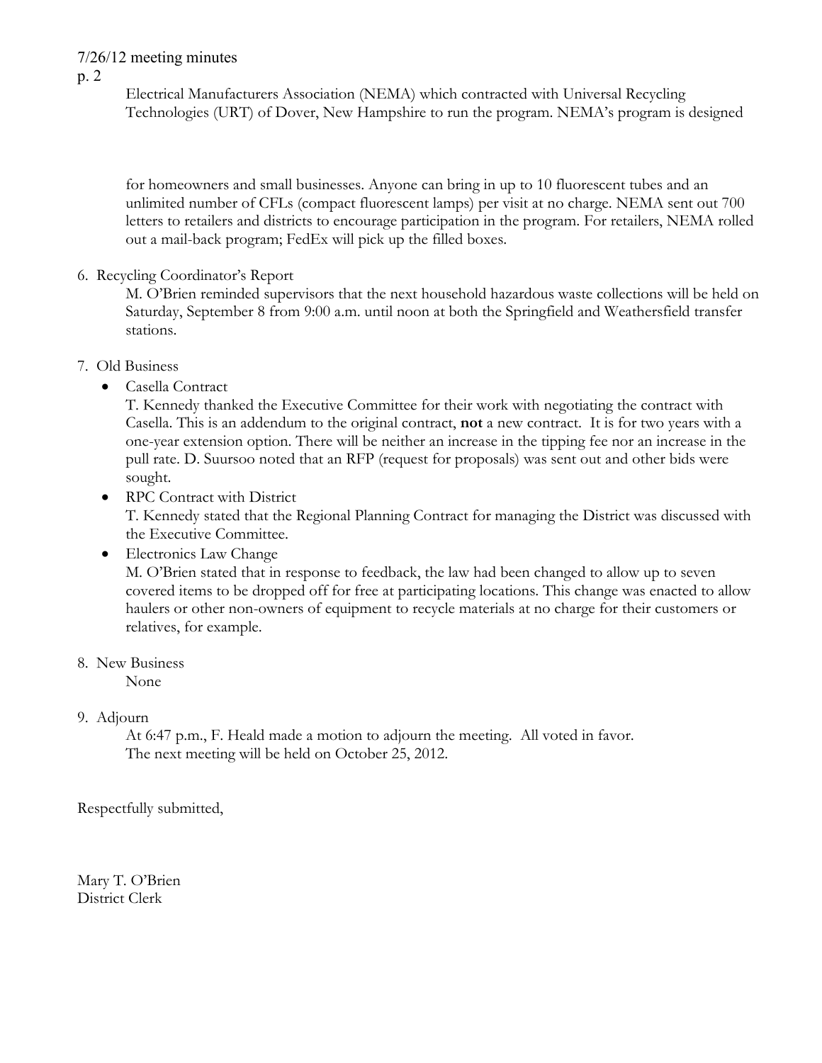Electrical Manufacturers Association (NEMA) which contracted with Universal Recycling Technologies (URT) of Dover, New Hampshire to run the program. NEMA's program is designed for homeowners and small businesses. Anyone can bring in up to 10 fluorescent tubes and an unlimited number of CFLs (compact fluorescent lamps) per visit at no charge. NEMA sent out 700 letters to retailers and districts to encourage participation in the program. For retailers, NEMA rolled out a mail-back program; FedEx will pick up the filled boxes.

6. Recycling Coordinator's Report

   M. O'Brien reminded supervisors that the next household hazardous waste collections will be held on Saturday, September 8 from 9:00 a.m. until noon at both the Springfield and Weathersfield transfer stations.

7. Old Business

   - Casella Contract

     T. Kennedy thanked the Executive Committee for their work with negotiating the contract with Casella. This is an addendum to the original contract, **not** a new contract. It is for two years with a one-year extension option. There will be neither an increase in the tipping fee nor an increase in the pull rate. D. Suursoo noted that an RFP (request for proposals) was sent out and other bids were sought.

   - RPC Contract with District

     T. Kennedy stated that the Regional Planning Contract for managing the District was discussed with the Executive Committee.

   - Electronics Law Change

     M. O'Brien stated that in response to feedback, the law had been changed to allow up to seven covered items to be dropped off for free at participating locations. This change was enacted to allow haulers or other non-owners of equipment to recycle materials at no charge for their customers or relatives, for example.

8. New Business

   None

9. Adjourn

   At 6:47 p.m., F. Heald made a motion to adjourn the meeting. All voted in favor.
   The next meeting will be held on October 25, 2012.

Respectfully submitted,

Mary T. O'Brien
District Clerk